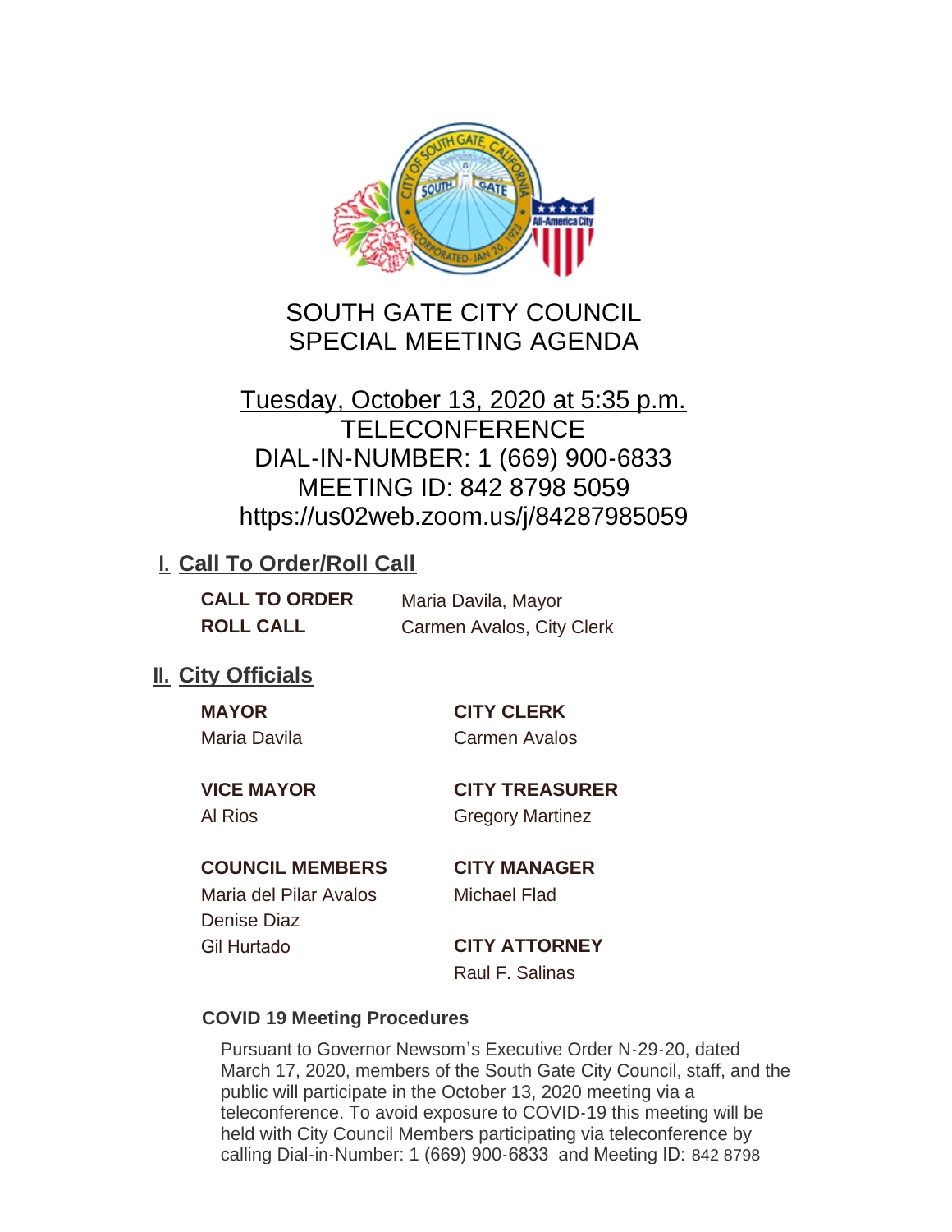# SOUTH GATE CITY COUNCIL
# SPECIAL MEETING AGENDA

Tuesday, October 13, 2020 at 5:35 p.m.
TELECONFERENCE
DIAL-IN-NUMBER: 1 (669) 900-6833
MEETING ID: 842 8798 5059
https://us02web.zoom.us/j/84287985059

## I. Call To Order/Roll Call

**CALL TO ORDER** Maria Davila, Mayor

**ROLL CALL** Carmen Avalos, City Clerk

## II. City Officials

**MAYOR**
Maria Davila

**VICE MAYOR**
Al Rios

**COUNCIL MEMBERS**
Maria del Pilar Avalos
Denise Diaz
Gil Hurtado

**CITY CLERK**
Carmen Avalos

**CITY TREASURER**
Gregory Martinez

**CITY MANAGER**
Michael Flad

**CITY ATTORNEY**
Raul F. Salinas

### COVID 19 Meeting Procedures

Pursuant to Governor Newsom's Executive Order N-29-20, dated March 17, 2020, members of the South Gate City Council, staff, and the public will participate in the October 13, 2020 meeting via a teleconference. To avoid exposure to COVID-19 this meeting will be held with City Council Members participating via teleconference by calling Dial-in-Number: 1 (669) 900-6833 and Meeting ID: 842 8798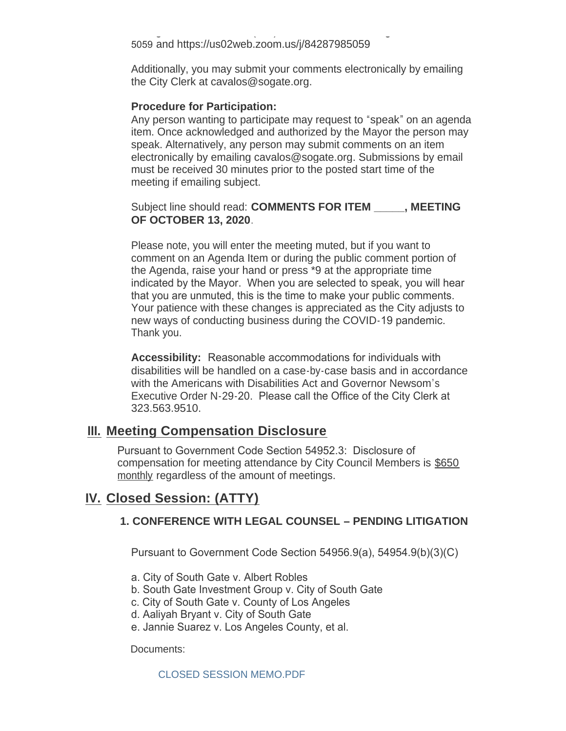5059 and https://us02web.zoom.us/j/84287985059

Additionally, you may submit your comments electronically by emailing the City Clerk at cavalos@sogate.org.

**Procedure for Participation:**
Any person wanting to participate may request to "speak" on an agenda item. Once acknowledged and authorized by the Mayor the person may speak. Alternatively, any person may submit comments on an item electronically by emailing cavalos@sogate.org. Submissions by email must be received 30 minutes prior to the posted start time of the meeting if emailing subject.

Subject line should read: **COMMENTS FOR ITEM _____, MEETING OF OCTOBER 13, 2020**.

Please note, you will enter the meeting muted, but if you want to comment on an Agenda Item or during the public comment portion of the Agenda, raise your hand or press *9 at the appropriate time indicated by the Mayor. When you are selected to speak, you will hear that you are unmuted, this is the time to make your public comments. Your patience with these changes is appreciated as the City adjusts to new ways of conducting business during the COVID-19 pandemic. Thank you.

**Accessibility:** Reasonable accommodations for individuals with disabilities will be handled on a case-by-case basis and in accordance with the Americans with Disabilities Act and Governor Newsom's Executive Order N-29-20. Please call the Office of the City Clerk at 323.563.9510.

## III. Meeting Compensation Disclosure

Pursuant to Government Code Section 54952.3: Disclosure of compensation for meeting attendance by City Council Members is $650 monthly regardless of the amount of meetings.

## IV. Closed Session: (ATTY)

### 1. CONFERENCE WITH LEGAL COUNSEL – PENDING LITIGATION

Pursuant to Government Code Section 54956.9(a), 54954.9(b)(3)(C)

a. City of South Gate v. Albert Robles
b. South Gate Investment Group v. City of South Gate
c. City of South Gate v. County of Los Angeles
d. Aaliyah Bryant v. City of South Gate
e. Jannie Suarez v. Los Angeles County, et al.

Documents:

CLOSED SESSION MEMO.PDF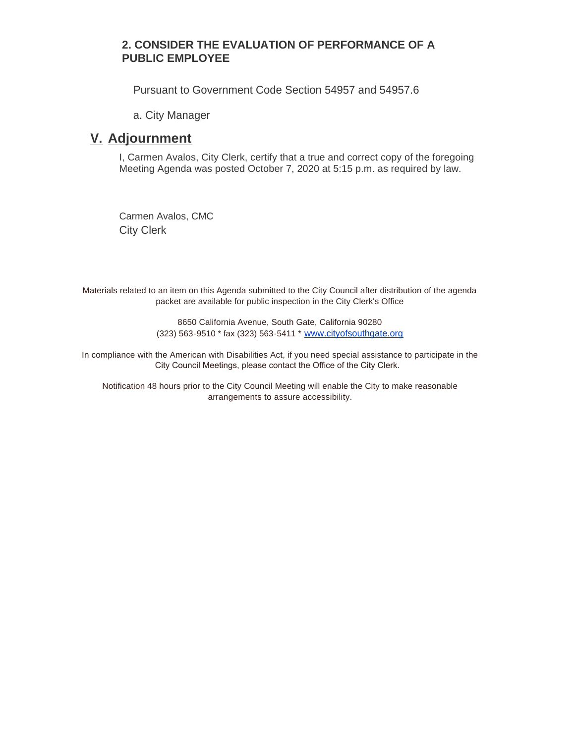### 2. CONSIDER THE EVALUATION OF PERFORMANCE OF A PUBLIC EMPLOYEE

Pursuant to Government Code Section 54957 and 54957.6

a. City Manager

## V. Adjournment

I, Carmen Avalos, City Clerk, certify that a true and correct copy of the foregoing Meeting Agenda was posted October 7, 2020 at 5:15 p.m. as required by law.

Carmen Avalos, CMC
City Clerk

Materials related to an item on this Agenda submitted to the City Council after distribution of the agenda packet are available for public inspection in the City Clerk's Office

8650 California Avenue, South Gate, California 90280
(323) 563-9510 * fax (323) 563-5411 * www.cityofsouthgate.org

In compliance with the American with Disabilities Act, if you need special assistance to participate in the City Council Meetings, please contact the Office of the City Clerk.

Notification 48 hours prior to the City Council Meeting will enable the City to make reasonable arrangements to assure accessibility.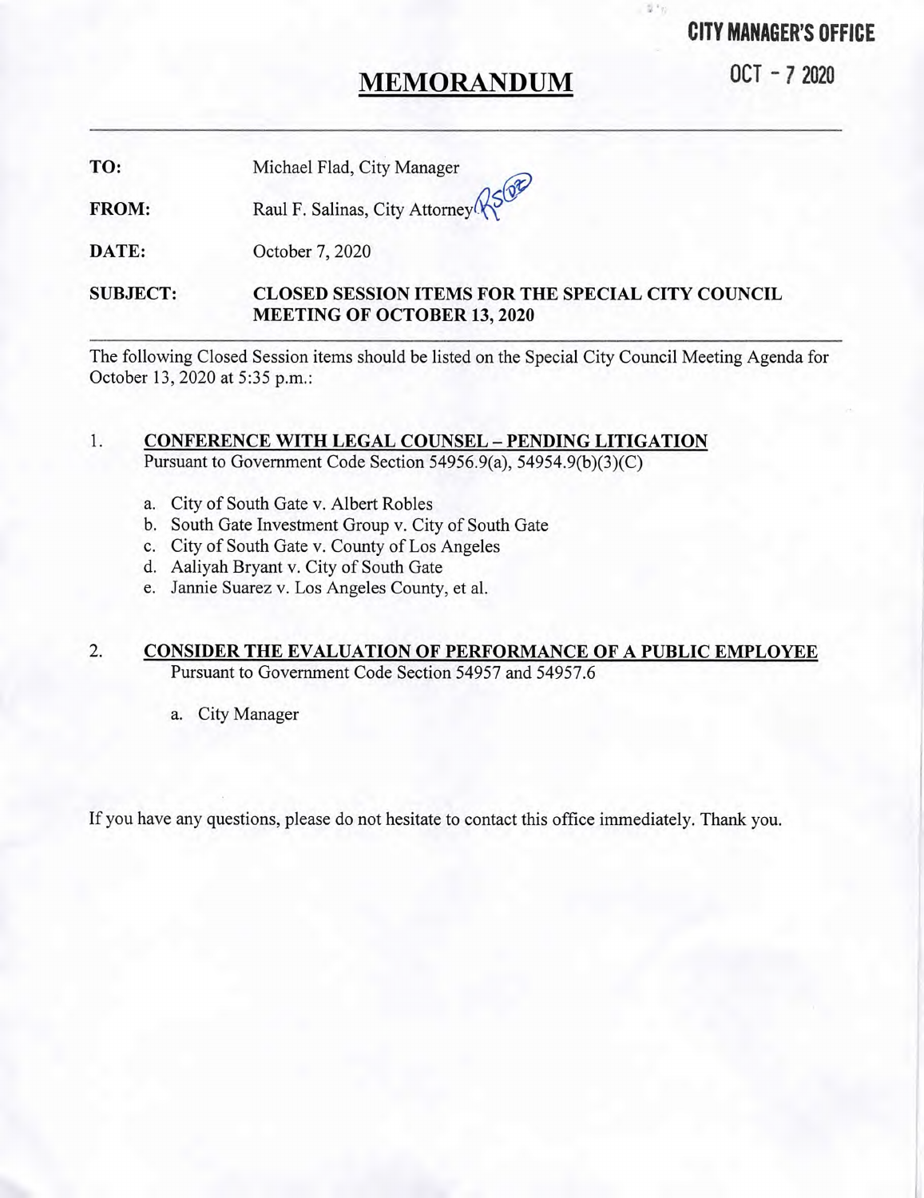**CITY MANAGER'S OFFICE**

**OCT - 7 2020**

# MEMORANDUM

| | |
|---|---|
| **TO:** | Michael Flad, City Manager |
| **FROM:** | Raul F. Salinas, City Attorney RS |
| **DATE:** | October 7, 2020 |
| **SUBJECT:** | **CLOSED SESSION ITEMS FOR THE SPECIAL CITY COUNCIL MEETING OF OCTOBER 13, 2020** |

The following Closed Session items should be listed on the Special City Council Meeting Agenda for October 13, 2020 at 5:35 p.m.:

1. **CONFERENCE WITH LEGAL COUNSEL – PENDING LITIGATION**
   Pursuant to Government Code Section 54956.9(a), 54954.9(b)(3)(C)

   a. City of South Gate v. Albert Robles
   b. South Gate Investment Group v. City of South Gate
   c. City of South Gate v. County of Los Angeles
   d. Aaliyah Bryant v. City of South Gate
   e. Jannie Suarez v. Los Angeles County, et al.

2. **CONSIDER THE EVALUATION OF PERFORMANCE OF A PUBLIC EMPLOYEE**
   Pursuant to Government Code Section 54957 and 54957.6

   a. City Manager

If you have any questions, please do not hesitate to contact this office immediately. Thank you.